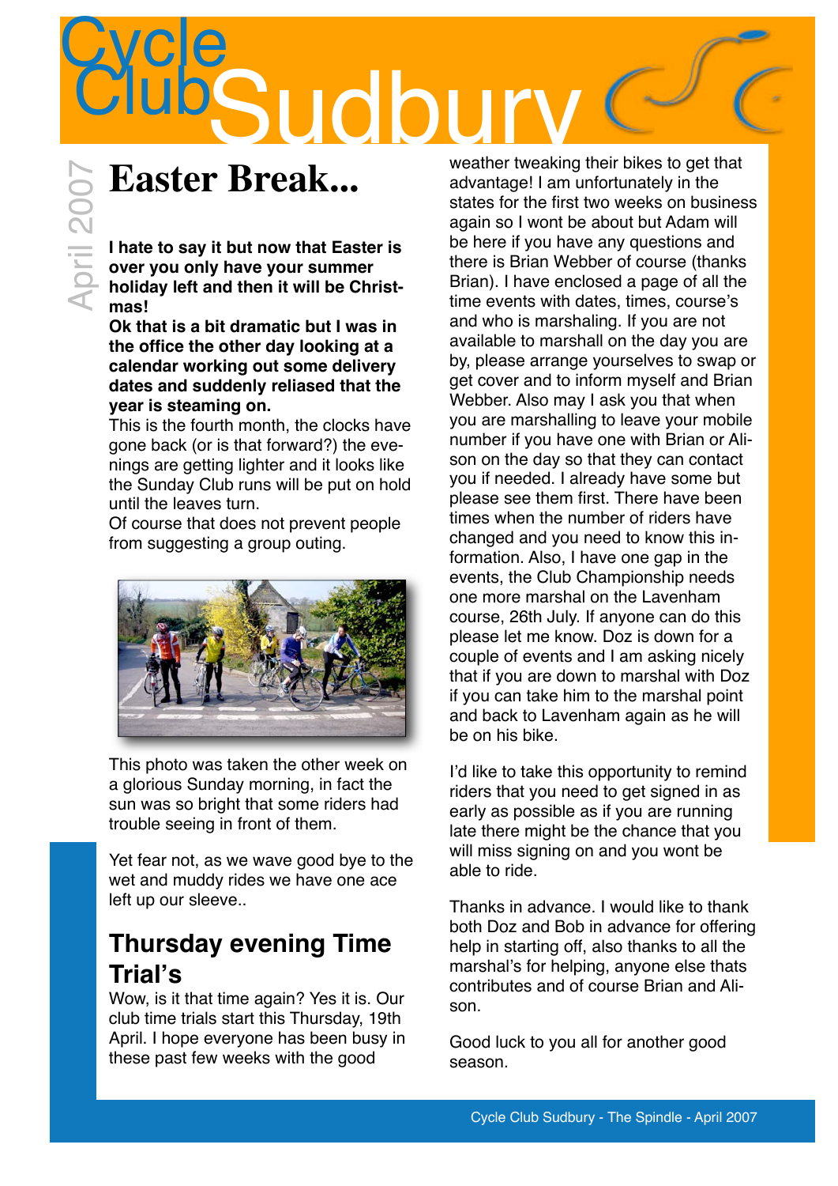# Cycle Club Sudbury

April 2007

## Easter Break...

**I hate to say it but now that Easter is over you only have your summer holiday left and then it will be Christmas!**

**Ok that is a bit dramatic but I was in the office the other day looking at a calendar working out some delivery dates and suddenly reliased that the year is steaming on.**

This is the fourth month, the clocks have gone back (or is that forward?) the evenings are getting lighter and it looks like the Sunday Club runs will be put on hold until the leaves turn.

Of course that does not prevent people from suggesting a group outing.

This photo was taken the other week on a glorious Sunday morning, in fact the sun was so bright that some riders had trouble seeing in front of them.

Yet fear not, as we wave good bye to the wet and muddy rides we have one ace left up our sleeve..

## Thursday evening Time Trial's

Wow, is it that time again? Yes it is. Our club time trials start this Thursday, 19th April. I hope everyone has been busy in these past few weeks with the good weather tweaking their bikes to get that advantage! I am unfortunately in the states for the first two weeks on business again so I wont be about but Adam will be here if you have any questions and there is Brian Webber of course (thanks Brian). I have enclosed a page of all the time events with dates, times, course's and who is marshaling. If you are not available to marshall on the day you are by, please arrange yourselves to swap or get cover and to inform myself and Brian Webber. Also may I ask you that when you are marshalling to leave your mobile number if you have one with Brian or Alison on the day so that they can contact you if needed. I already have some but please see them first. There have been times when the number of riders have changed and you need to know this information. Also, I have one gap in the events, the Club Championship needs one more marshal on the Lavenham course, 26th July. If anyone can do this please let me know. Doz is down for a couple of events and I am asking nicely that if you are down to marshal with Doz if you can take him to the marshal point and back to Lavenham again as he will be on his bike.

I'd like to take this opportunity to remind riders that you need to get signed in as early as possible as if you are running late there might be the chance that you will miss signing on and you wont be able to ride.

Thanks in advance. I would like to thank both Doz and Bob in advance for offering help in starting off, also thanks to all the marshal's for helping, anyone else thats contributes and of course Brian and Alison.

Good luck to you all for another good season.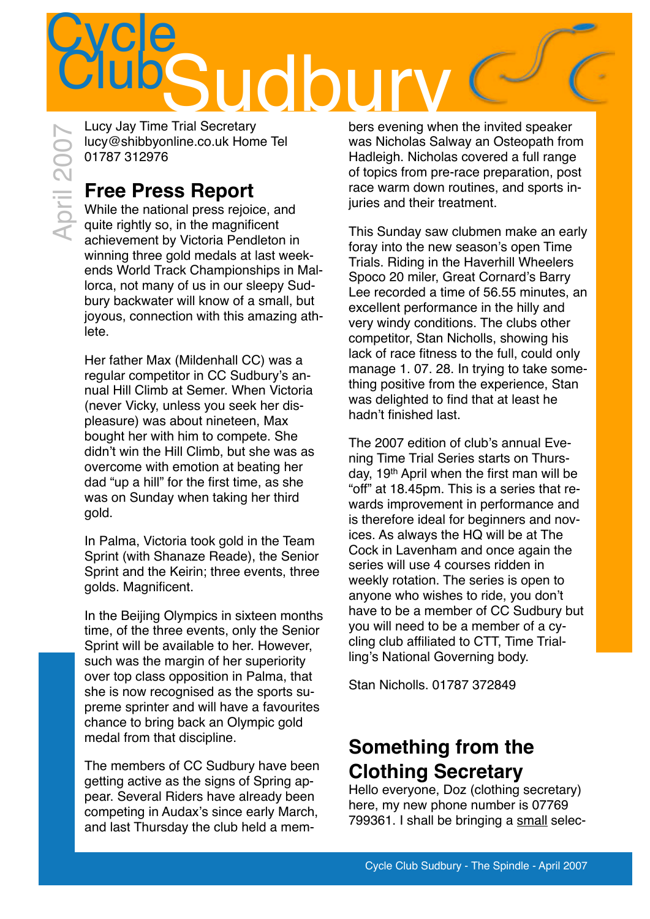Lucy Jay Time Trial Secretary
lucy@shibbyonline.co.uk Home Tel
01787 312976

## Free Press Report

While the national press rejoice, and quite rightly so, in the magnificent achievement by Victoria Pendleton in winning three gold medals at last weekends World Track Championships in Mallorca, not many of us in our sleepy Sudbury backwater will know of a small, but joyous, connection with this amazing athlete.

Her father Max (Mildenhall CC) was a regular competitor in CC Sudbury's annual Hill Climb at Semer. When Victoria (never Vicky, unless you seek her displeasure) was about nineteen, Max bought her with him to compete. She didn't win the Hill Climb, but she was as overcome with emotion at beating her dad "up a hill" for the first time, as she was on Sunday when taking her third gold.

In Palma, Victoria took gold in the Team Sprint (with Shanaze Reade), the Senior Sprint and the Keirin; three events, three golds. Magnificent.

In the Beijing Olympics in sixteen months time, of the three events, only the Senior Sprint will be available to her. However, such was the margin of her superiority over top class opposition in Palma, that she is now recognised as the sports supreme sprinter and will have a favourites chance to bring back an Olympic gold medal from that discipline.

The members of CC Sudbury have been getting active as the signs of Spring appear. Several Riders have already been competing in Audax's since early March, and last Thursday the club held a members evening when the invited speaker was Nicholas Salway an Osteopath from Hadleigh. Nicholas covered a full range of topics from pre-race preparation, post race warm down routines, and sports injuries and their treatment.

This Sunday saw clubmen make an early foray into the new season's open Time Trials. Riding in the Haverhill Wheelers Spoco 20 miler, Great Cornard's Barry Lee recorded a time of 56.55 minutes, an excellent performance in the hilly and very windy conditions. The clubs other competitor, Stan Nicholls, showing his lack of race fitness to the full, could only manage 1. 07. 28. In trying to take something positive from the experience, Stan was delighted to find that at least he hadn't finished last.

The 2007 edition of club's annual Evening Time Trial Series starts on Thursday, 19th April when the first man will be "off" at 18.45pm. This is a series that rewards improvement in performance and is therefore ideal for beginners and novices. As always the HQ will be at The Cock in Lavenham and once again the series will use 4 courses ridden in weekly rotation. The series is open to anyone who wishes to ride, you don't have to be a member of CC Sudbury but you will need to be a member of a cycling club affiliated to CTT, Time Trialling's National Governing body.

Stan Nicholls. 01787 372849

## Something from the Clothing Secretary

Hello everyone, Doz (clothing secretary) here, my new phone number is 07769 799361. I shall be bringing a small selec-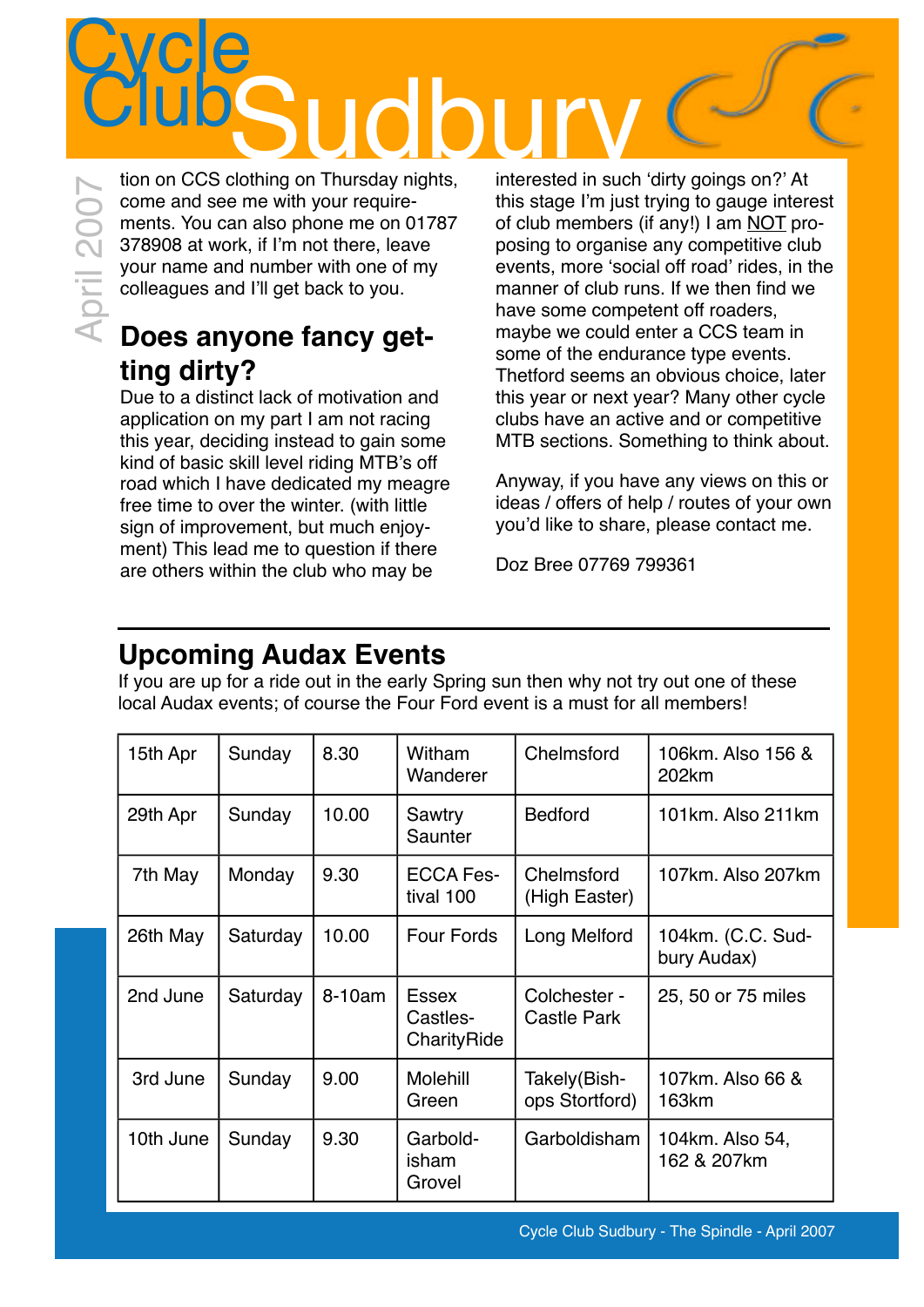tion on CCS clothing on Thursday nights, come and see me with your requirements. You can also phone me on 01787 378908 at work, if I'm not there, leave your name and number with one of my colleagues and I'll get back to you.

## Does anyone fancy getting dirty?

Due to a distinct lack of motivation and application on my part I am not racing this year, deciding instead to gain some kind of basic skill level riding MTB's off road which I have dedicated my meagre free time to over the winter. (with little sign of improvement, but much enjoyment) This lead me to question if there are others within the club who may be interested in such 'dirty goings on?' At this stage I'm just trying to gauge interest of club members (if any!) I am <u>NOT</u> proposing to organise any competitive club events, more 'social off road' rides, in the manner of club runs. If we then find we have some competent off roaders, maybe we could enter a CCS team in some of the endurance type events. Thetford seems an obvious choice, later this year or next year? Many other cycle clubs have an active and or competitive MTB sections. Something to think about.

Anyway, if you have any views on this or ideas / offers of help / routes of your own you'd like to share, please contact me.

Doz Bree 07769 799361

---

## Upcoming Audax Events

If you are up for a ride out in the early Spring sun then why not try out one of these local Audax events; of course the Four Ford event is a must for all members!

| | | | | | |
|---|---|---|---|---|---|
| 15th Apr | Sunday | 8.30 | Witham Wanderer | Chelmsford | 106km. Also 156 & 202km |
| 29th Apr | Sunday | 10.00 | Sawtry Saunter | Bedford | 101km. Also 211km |
| 7th May | Monday | 9.30 | ECCA Festival 100 | Chelmsford (High Easter) | 107km. Also 207km |
| 26th May | Saturday | 10.00 | Four Fords | Long Melford | 104km. (C.C. Sudbury Audax) |
| 2nd June | Saturday | 8-10am | Essex Castles-CharityRide | Colchester - Castle Park | 25, 50 or 75 miles |
| 3rd June | Sunday | 9.00 | Molehill Green | Takely(Bishops Stortford) | 107km. Also 66 & 163km |
| 10th June | Sunday | 9.30 | Garboldisham Grovel | Garboldisham | 104km. Also 54, 162 & 207km |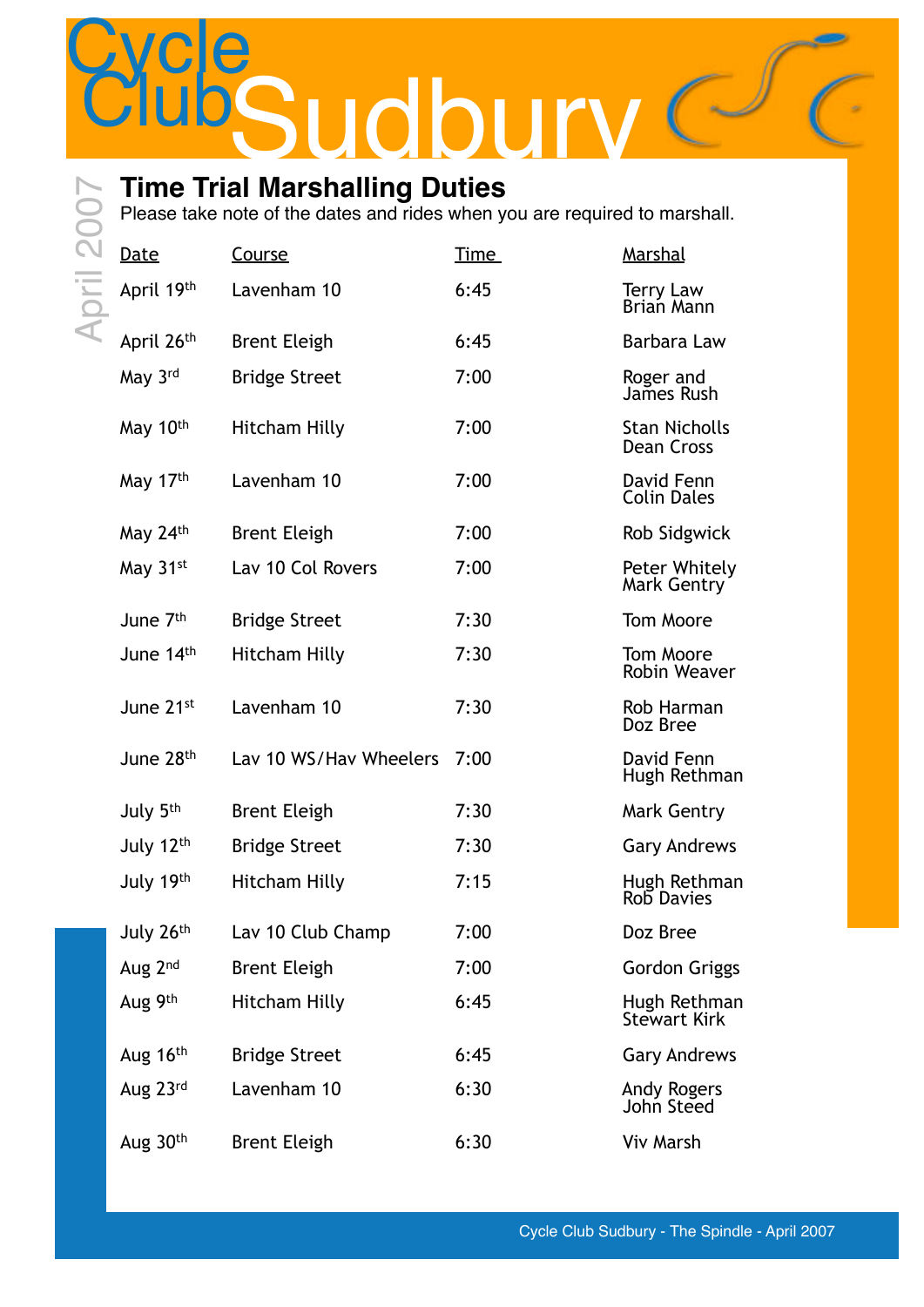# Cycle Club Sudbury

April 2007

## Time Trial Marshalling Duties

Please take note of the dates and rides when you are required to marshall.

| Date | Course | Time | Marshal |
|---|---|---|---|
| April 19th | Lavenham 10 | 6:45 | Terry Law<br>Brian Mann |
| April 26th | Brent Eleigh | 6:45 | Barbara Law |
| May 3rd | Bridge Street | 7:00 | Roger and<br>James Rush |
| May 10th | Hitcham Hilly | 7:00 | Stan Nicholls<br>Dean Cross |
| May 17th | Lavenham 10 | 7:00 | David Fenn<br>Colin Dales |
| May 24th | Brent Eleigh | 7:00 | Rob Sidgwick |
| May 31st | Lav 10 Col Rovers | 7:00 | Peter Whitely<br>Mark Gentry |
| June 7th | Bridge Street | 7:30 | Tom Moore |
| June 14th | Hitcham Hilly | 7:30 | Tom Moore<br>Robin Weaver |
| June 21st | Lavenham 10 | 7:30 | Rob Harman<br>Doz Bree |
| June 28th | Lav 10 WS/Hav Wheelers | 7:00 | David Fenn<br>Hugh Rethman |
| July 5th | Brent Eleigh | 7:30 | Mark Gentry |
| July 12th | Bridge Street | 7:30 | Gary Andrews |
| July 19th | Hitcham Hilly | 7:15 | Hugh Rethman<br>Rob Davies |
| July 26th | Lav 10 Club Champ | 7:00 | Doz Bree |
| Aug 2nd | Brent Eleigh | 7:00 | Gordon Griggs |
| Aug 9th | Hitcham Hilly | 6:45 | Hugh Rethman<br>Stewart Kirk |
| Aug 16th | Bridge Street | 6:45 | Gary Andrews |
| Aug 23rd | Lavenham 10 | 6:30 | Andy Rogers<br>John Steed |
| Aug 30th | Brent Eleigh | 6:30 | Viv Marsh |